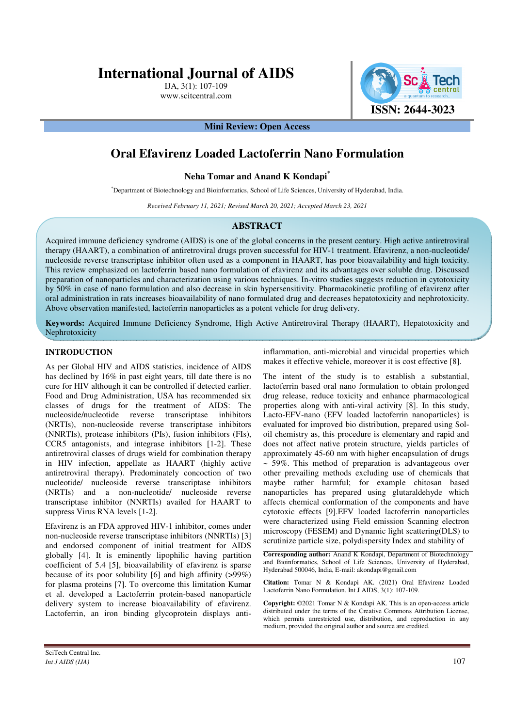# Oral Efavirenz Loaded Lactoferrin Nano Formulation

**Mini Review: Open Access**

**Neha Tomar and Anand K Kondapi***

*Department of Biotechnology and Bioinformatics, School of Life Sciences, University of Hyderabad, India.

*Received February 11, 2021; Revised March 20, 2021; Accepted March 23, 2021*

## ABSTRACT

Acquired immune deficiency syndrome (AIDS) is one of the global concerns in the present century. High active antiretroviral therapy (HAART), a combination of antiretroviral drugs proven successful for HIV-1 treatment. Efavirenz, a non-nucleotide/ nucleoside reverse transcriptase inhibitor often used as a component in HAART, has poor bioavailability and high toxicity. This review emphasized on lactoferrin based nano formulation of efavirenz and its advantages over soluble drug. Discussed preparation of nanoparticles and characterization using various techniques. In-vitro studies suggests reduction in cytotoxicity by 50% in case of nano formulation and also decrease in skin hypersensitivity. Pharmacokinetic profiling of efavirenz after oral administration in rats increases bioavailability of nano formulated drug and decreases hepatotoxicity and nephrotoxicity. Above observation manifested, lactoferrin nanoparticles as a potent vehicle for drug delivery.

**Keywords:** Acquired Immune Deficiency Syndrome, High Active Antiretroviral Therapy (HAART), Hepatotoxicity and Nephrotoxicity

## INTRODUCTION

As per Global HIV and AIDS statistics, incidence of AIDS has declined by 16% in past eight years, till date there is no cure for HIV although it can be controlled if detected earlier. Food and Drug Administration, USA has recommended six classes of drugs for the treatment of AIDS: The nucleoside/nucleotide reverse transcriptase inhibitors (NRTIs), non-nucleoside reverse transcriptase inhibitors (NNRTIs), protease inhibitors (PIs), fusion inhibitors (FIs), CCR5 antagonists, and integrase inhibitors [1-2]. These antiretroviral classes of drugs wield for combination therapy in HIV infection, appellate as HAART (highly active antiretroviral therapy). Predominately concoction of two nucleotide/ nucleoside reverse transcriptase inhibitors (NRTIs) and a non-nucleotide/ nucleoside reverse transcriptase inhibitor (NNRTIs) availed for HAART to suppress Virus RNA levels [1-2].

Efavirenz is an FDA approved HIV-1 inhibitor, comes under non-nucleoside reverse transcriptase inhibitors (NNRTIs) [3] and endorsed component of initial treatment for AIDS globally [4]. It is eminently lipophilic having partition coefficient of 5.4 [5], bioavailability of efavirenz is sparse because of its poor solubility [6] and high affinity (>99%) for plasma proteins [7]. To overcome this limitation Kumar et al. developed a Lactoferrin protein-based nanoparticle delivery system to increase bioavailability of efavirenz. Lactoferrin, an iron binding glycoprotein displays anti-inflammation, anti-microbial and virucidal properties which makes it effective vehicle, moreover it is cost effective [8].

The intent of the study is to establish a substantial, lactoferrin based oral nano formulation to obtain prolonged drug release, reduce toxicity and enhance pharmacological properties along with anti-viral activity [8]. In this study, Lacto-EFV-nano (EFV loaded lactoferrin nanoparticles) is evaluated for improved bio distribution, prepared using Sol-oil chemistry as, this procedure is elementary and rapid and does not affect native protein structure, yields particles of approximately 45-60 nm with higher encapsulation of drugs ~ 59%. This method of preparation is advantageous over other prevailing methods excluding use of chemicals that maybe rather harmful; for example chitosan based nanoparticles has prepared using glutaraldehyde which affects chemical conformation of the components and have cytotoxic effects [9].EFV loaded lactoferrin nanoparticles were characterized using Field emission Scanning electron microscopy (FESEM) and Dynamic light scattering(DLS) to scrutinize particle size, polydispersity Index and stability of

**Corresponding author:** Anand K Kondapi, Department of Biotechnology and Bioinformatics, School of Life Sciences, University of Hyderabad, Hyderabad 500046, India, E-mail: akondapi@gmail.com

**Citation:** Tomar N & Kondapi AK. (2021) Oral Efavirenz Loaded Lactoferrin Nano Formulation. Int J AIDS, 3(1): 107-109.

**Copyright:** ©2021 Tomar N & Kondapi AK. This is an open-access article distributed under the terms of the Creative Commons Attribution License, which permits unrestricted use, distribution, and reproduction in any medium, provided the original author and source are credited.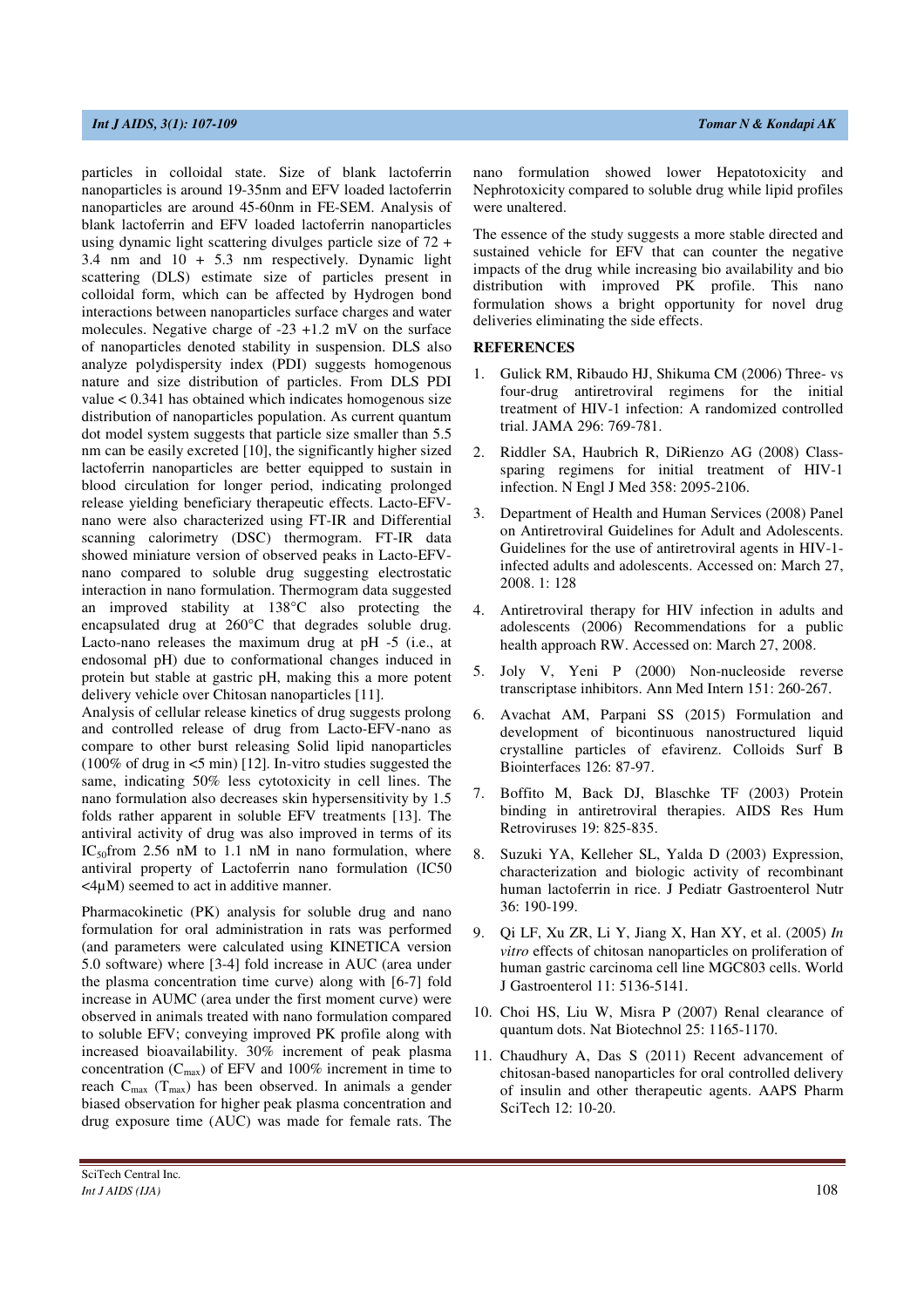particles in colloidal state. Size of blank lactoferrin nanoparticles is around 19-35nm and EFV loaded lactoferrin nanoparticles are around 45-60nm in FE-SEM. Analysis of blank lactoferrin and EFV loaded lactoferrin nanoparticles using dynamic light scattering divulges particle size of 72 + 3.4 nm and 10 + 5.3 nm respectively. Dynamic light scattering (DLS) estimate size of particles present in colloidal form, which can be affected by Hydrogen bond interactions between nanoparticles surface charges and water molecules. Negative charge of -23 +1.2 mV on the surface of nanoparticles denoted stability in suspension. DLS also analyze polydispersity index (PDI) suggests homogenous nature and size distribution of particles. From DLS PDI value < 0.341 has obtained which indicates homogenous size distribution of nanoparticles population. As current quantum dot model system suggests that particle size smaller than 5.5 nm can be easily excreted [10], the significantly higher sized lactoferrin nanoparticles are better equipped to sustain in blood circulation for longer period, indicating prolonged release yielding beneficiary therapeutic effects. Lacto-EFV-nano were also characterized using FT-IR and Differential scanning calorimetry (DSC) thermogram. FT-IR data showed miniature version of observed peaks in Lacto-EFV-nano compared to soluble drug suggesting electrostatic interaction in nano formulation. Thermogram data suggested an improved stability at 138°C also protecting the encapsulated drug at 260°C that degrades soluble drug. Lacto-nano releases the maximum drug at pH -5 (i.e., at endosomal pH) due to conformational changes induced in protein but stable at gastric pH, making this a more potent delivery vehicle over Chitosan nanoparticles [11].

Analysis of cellular release kinetics of drug suggests prolong and controlled release of drug from Lacto-EFV-nano as compare to other burst releasing Solid lipid nanoparticles (100% of drug in <5 min) [12]. In-vitro studies suggested the same, indicating 50% less cytotoxicity in cell lines. The nano formulation also decreases skin hypersensitivity by 1.5 folds rather apparent in soluble EFV treatments [13]. The antiviral activity of drug was also improved in terms of its $IC_{50}$from 2.56 nM to 1.1 nM in nano formulation, where antiviral property of Lactoferrin nano formulation (IC50 <4µM) seemed to act in additive manner.

Pharmacokinetic (PK) analysis for soluble drug and nano formulation for oral administration in rats was performed (and parameters were calculated using KINETICA version 5.0 software) where [3-4] fold increase in AUC (area under the plasma concentration time curve) along with [6-7] fold increase in AUMC (area under the first moment curve) were observed in animals treated with nano formulation compared to soluble EFV; conveying improved PK profile along with increased bioavailability. 30% increment of peak plasma concentration ($C_{max}$) of EFV and 100% increment in time to reach $C_{max}$ ($T_{max}$) has been observed. In animals a gender biased observation for higher peak plasma concentration and drug exposure time (AUC) was made for female rats. The nano formulation showed lower Hepatotoxicity and Nephrotoxicity compared to soluble drug while lipid profiles were unaltered.

The essence of the study suggests a more stable directed and sustained vehicle for EFV that can counter the negative impacts of the drug while increasing bio availability and bio distribution with improved PK profile. This nano formulation shows a bright opportunity for novel drug deliveries eliminating the side effects.

## REFERENCES

1. Gulick RM, Ribaudo HJ, Shikuma CM (2006) Three- vs four-drug antiretroviral regimens for the initial treatment of HIV-1 infection: A randomized controlled trial. JAMA 296: 769-781.
2. Riddler SA, Haubrich R, DiRienzo AG (2008) Class-sparing regimens for initial treatment of HIV-1 infection. N Engl J Med 358: 2095-2106.
3. Department of Health and Human Services (2008) Panel on Antiretroviral Guidelines for Adult and Adolescents. Guidelines for the use of antiretroviral agents in HIV-1-infected adults and adolescents. Accessed on: March 27, 2008. 1: 128
4. Antiretroviral therapy for HIV infection in adults and adolescents (2006) Recommendations for a public health approach RW. Accessed on: March 27, 2008.
5. Joly V, Yeni P (2000) Non-nucleoside reverse transcriptase inhibitors. Ann Med Intern 151: 260-267.
6. Avachat AM, Parpani SS (2015) Formulation and development of bicontinuous nanostructured liquid crystalline particles of efavirenz. Colloids Surf B Biointerfaces 126: 87-97.
7. Boffito M, Back DJ, Blaschke TF (2003) Protein binding in antiretroviral therapies. AIDS Res Hum Retroviruses 19: 825-835.
8. Suzuki YA, Kelleher SL, Yalda D (2003) Expression, characterization and biologic activity of recombinant human lactoferrin in rice. J Pediatr Gastroenterol Nutr 36: 190-199.
9. Qi LF, Xu ZR, Li Y, Jiang X, Han XY, et al. (2005) *In vitro* effects of chitosan nanoparticles on proliferation of human gastric carcinoma cell line MGC803 cells. World J Gastroenterol 11: 5136-5141.
10. Choi HS, Liu W, Misra P (2007) Renal clearance of quantum dots. Nat Biotechnol 25: 1165-1170.
11. Chaudhury A, Das S (2011) Recent advancement of chitosan-based nanoparticles for oral controlled delivery of insulin and other therapeutic agents. AAPS Pharm SciTech 12: 10-20.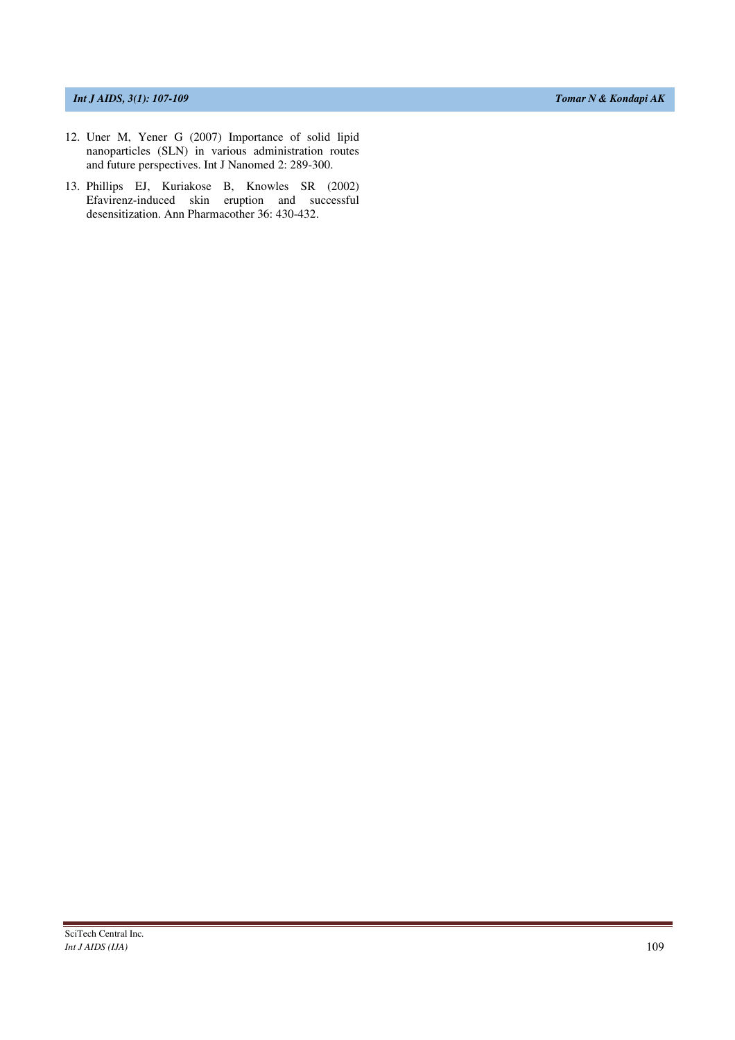12. Uner M, Yener G (2007) Importance of solid lipid nanoparticles (SLN) in various administration routes and future perspectives. Int J Nanomed 2: 289-300.

13. Phillips EJ, Kuriakose B, Knowles SR (2002) Efavirenz-induced skin eruption and successful desensitization. Ann Pharmacother 36: 430-432.